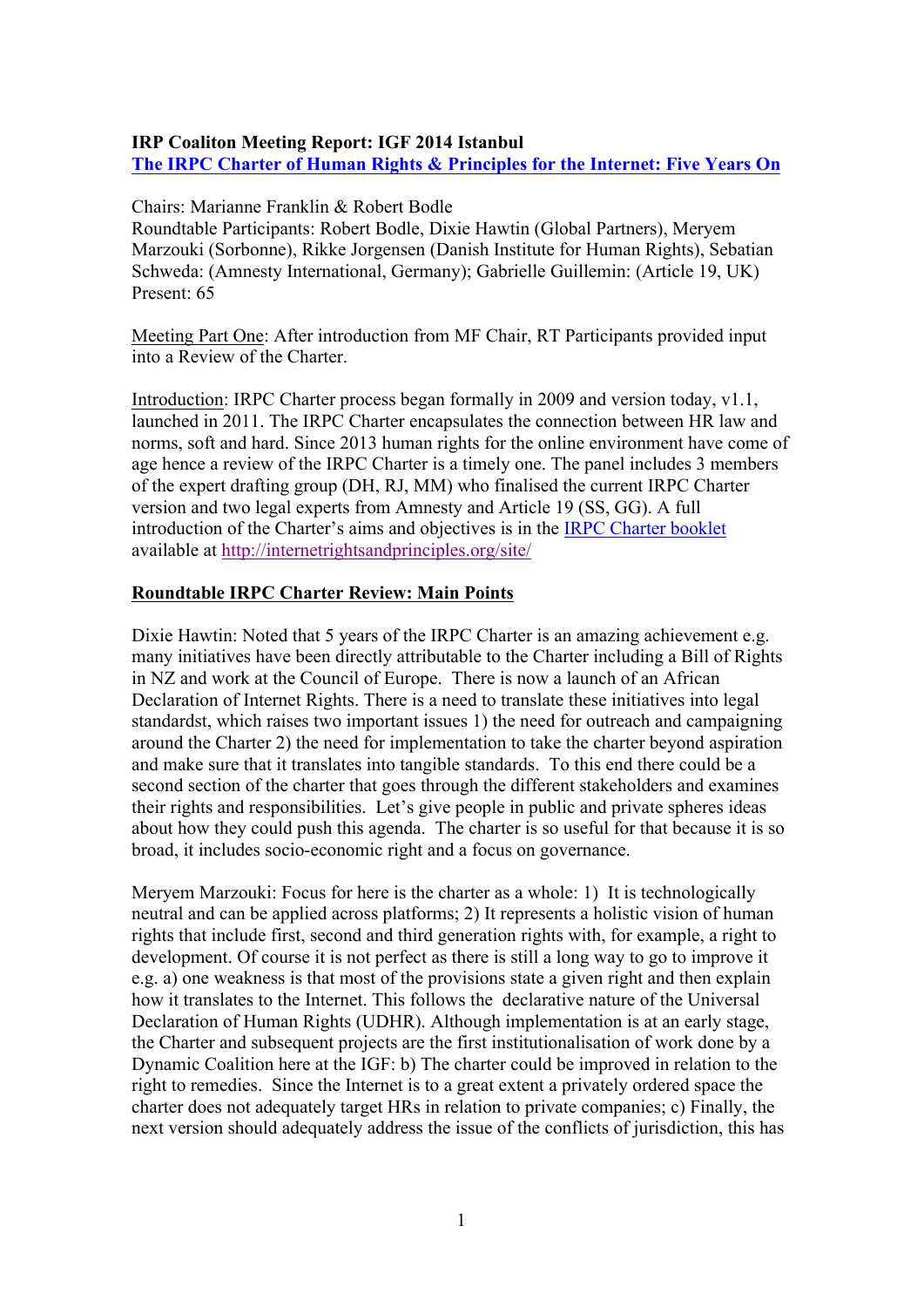**IRP Coaliton Meeting Report: IGF 2014 Istanbul**
**[The IRPC Charter of Human Rights & Principles for the Internet: Five Years On]**

Chairs: Marianne Franklin & Robert Bodle
Roundtable Participants: Robert Bodle, Dixie Hawtin (Global Partners), Meryem Marzouki (Sorbonne), Rikke Jorgensen (Danish Institute for Human Rights), Sebatian Schweda: (Amnesty International, Germany); Gabrielle Guillemin: (Article 19, UK)
Present: 65

Meeting Part One: After introduction from MF Chair, RT Participants provided input into a Review of the Charter.

Introduction: IRPC Charter process began formally in 2009 and version today, v1.1, launched in 2011. The IRPC Charter encapsulates the connection between HR law and norms, soft and hard. Since 2013 human rights for the online environment have come of age hence a review of the IRPC Charter is a timely one. The panel includes 3 members of the expert drafting group (DH, RJ, MM) who finalised the current IRPC Charter version and two legal experts from Amnesty and Article 19 (SS, GG). A full introduction of the Charter's aims and objectives is in the IRPC Charter booklet available at http://internetrightsandprinciples.org/site/

**Roundtable IRPC Charter Review: Main Points**

Dixie Hawtin: Noted that 5 years of the IRPC Charter is an amazing achievement e.g. many initiatives have been directly attributable to the Charter including a Bill of Rights in NZ and work at the Council of Europe. There is now a launch of an African Declaration of Internet Rights. There is a need to translate these initiatives into legal standardst, which raises two important issues 1) the need for outreach and campaigning around the Charter 2) the need for implementation to take the charter beyond aspiration and make sure that it translates into tangible standards. To this end there could be a second section of the charter that goes through the different stakeholders and examines their rights and responsibilities. Let's give people in public and private spheres ideas about how they could push this agenda. The charter is so useful for that because it is so broad, it includes socio-economic right and a focus on governance.

Meryem Marzouki: Focus for here is the charter as a whole: 1) It is technologically neutral and can be applied across platforms; 2) It represents a holistic vision of human rights that include first, second and third generation rights with, for example, a right to development. Of course it is not perfect as there is still a long way to go to improve it e.g. a) one weakness is that most of the provisions state a given right and then explain how it translates to the Internet. This follows the declarative nature of the Universal Declaration of Human Rights (UDHR). Although implementation is at an early stage, the Charter and subsequent projects are the first institutionalisation of work done by a Dynamic Coalition here at the IGF: b) The charter could be improved in relation to the right to remedies. Since the Internet is to a great extent a privately ordered space the charter does not adequately target HRs in relation to private companies; c) Finally, the next version should adequately address the issue of the conflicts of jurisdiction, this has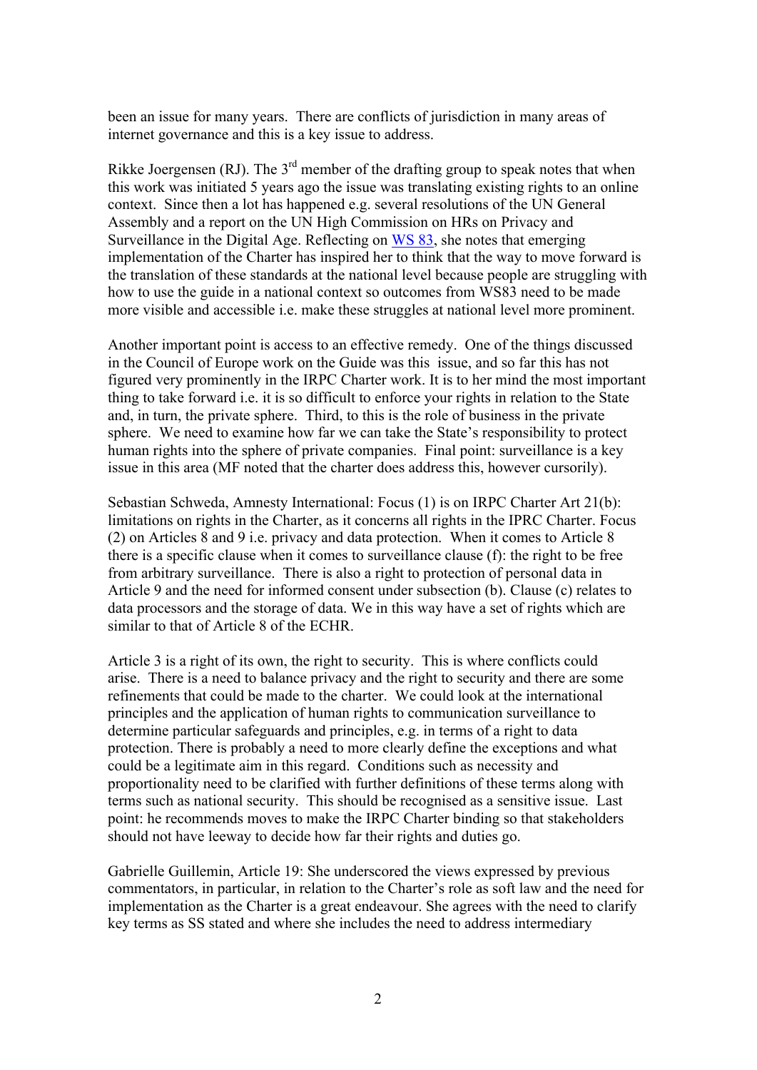been an issue for many years. There are conflicts of jurisdiction in many areas of internet governance and this is a key issue to address.

Rikke Joergensen (RJ). The 3rd member of the drafting group to speak notes that when this work was initiated 5 years ago the issue was translating existing rights to an online context. Since then a lot has happened e.g. several resolutions of the UN General Assembly and a report on the UN High Commission on HRs on Privacy and Surveillance in the Digital Age. Reflecting on WS 83, she notes that emerging implementation of the Charter has inspired her to think that the way to move forward is the translation of these standards at the national level because people are struggling with how to use the guide in a national context so outcomes from WS83 need to be made more visible and accessible i.e. make these struggles at national level more prominent.

Another important point is access to an effective remedy. One of the things discussed in the Council of Europe work on the Guide was this issue, and so far this has not figured very prominently in the IRPC Charter work. It is to her mind the most important thing to take forward i.e. it is so difficult to enforce your rights in relation to the State and, in turn, the private sphere. Third, to this is the role of business in the private sphere. We need to examine how far we can take the State's responsibility to protect human rights into the sphere of private companies. Final point: surveillance is a key issue in this area (MF noted that the charter does address this, however cursorily).

Sebastian Schweda, Amnesty International: Focus (1) is on IRPC Charter Art 21(b): limitations on rights in the Charter, as it concerns all rights in the IPRC Charter. Focus (2) on Articles 8 and 9 i.e. privacy and data protection. When it comes to Article 8 there is a specific clause when it comes to surveillance clause (f): the right to be free from arbitrary surveillance. There is also a right to protection of personal data in Article 9 and the need for informed consent under subsection (b). Clause (c) relates to data processors and the storage of data. We in this way have a set of rights which are similar to that of Article 8 of the ECHR.

Article 3 is a right of its own, the right to security. This is where conflicts could arise. There is a need to balance privacy and the right to security and there are some refinements that could be made to the charter. We could look at the international principles and the application of human rights to communication surveillance to determine particular safeguards and principles, e.g. in terms of a right to data protection. There is probably a need to more clearly define the exceptions and what could be a legitimate aim in this regard. Conditions such as necessity and proportionality need to be clarified with further definitions of these terms along with terms such as national security. This should be recognised as a sensitive issue. Last point: he recommends moves to make the IRPC Charter binding so that stakeholders should not have leeway to decide how far their rights and duties go.

Gabrielle Guillemin, Article 19: She underscored the views expressed by previous commentators, in particular, in relation to the Charter's role as soft law and the need for implementation as the Charter is a great endeavour. She agrees with the need to clarify key terms as SS stated and where she includes the need to address intermediary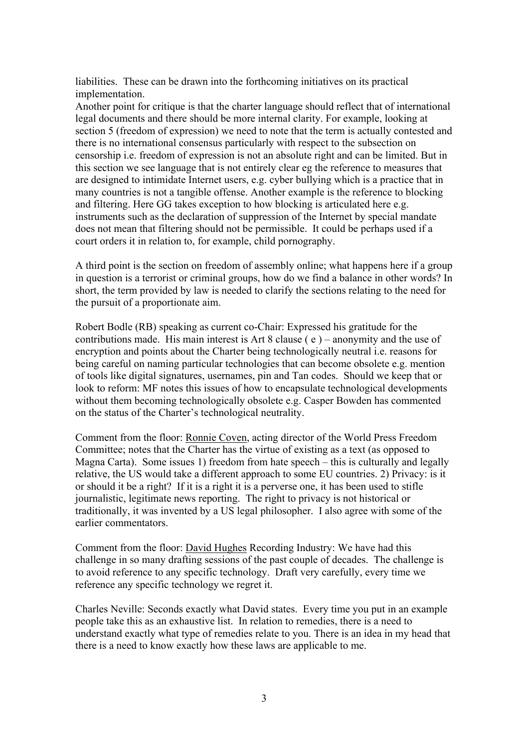liabilities. These can be drawn into the forthcoming initiatives on its practical implementation.
Another point for critique is that the charter language should reflect that of international legal documents and there should be more internal clarity. For example, looking at section 5 (freedom of expression) we need to note that the term is actually contested and there is no international consensus particularly with respect to the subsection on censorship i.e. freedom of expression is not an absolute right and can be limited. But in this section we see language that is not entirely clear eg the reference to measures that are designed to intimidate Internet users, e.g. cyber bullying which is a practice that in many countries is not a tangible offense. Another example is the reference to blocking and filtering. Here GG takes exception to how blocking is articulated here e.g. instruments such as the declaration of suppression of the Internet by special mandate does not mean that filtering should not be permissible. It could be perhaps used if a court orders it in relation to, for example, child pornography.

A third point is the section on freedom of assembly online; what happens here if a group in question is a terrorist or criminal groups, how do we find a balance in other words? In short, the term provided by law is needed to clarify the sections relating to the need for the pursuit of a proportionate aim.

Robert Bodle (RB) speaking as current co-Chair: Expressed his gratitude for the contributions made. His main interest is Art 8 clause ( e ) – anonymity and the use of encryption and points about the Charter being technologically neutral i.e. reasons for being careful on naming particular technologies that can become obsolete e.g. mention of tools like digital signatures, usernames, pin and Tan codes. Should we keep that or look to reform: MF notes this issues of how to encapsulate technological developments without them becoming technologically obsolete e.g. Casper Bowden has commented on the status of the Charter's technological neutrality.

Comment from the floor: Ronnie Coven, acting director of the World Press Freedom Committee; notes that the Charter has the virtue of existing as a text (as opposed to Magna Carta). Some issues 1) freedom from hate speech – this is culturally and legally relative, the US would take a different approach to some EU countries. 2) Privacy: is it or should it be a right? If it is a right it is a perverse one, it has been used to stifle journalistic, legitimate news reporting. The right to privacy is not historical or traditionally, it was invented by a US legal philosopher. I also agree with some of the earlier commentators.

Comment from the floor: David Hughes Recording Industry: We have had this challenge in so many drafting sessions of the past couple of decades. The challenge is to avoid reference to any specific technology. Draft very carefully, every time we reference any specific technology we regret it.

Charles Neville: Seconds exactly what David states. Every time you put in an example people take this as an exhaustive list. In relation to remedies, there is a need to understand exactly what type of remedies relate to you. There is an idea in my head that there is a need to know exactly how these laws are applicable to me.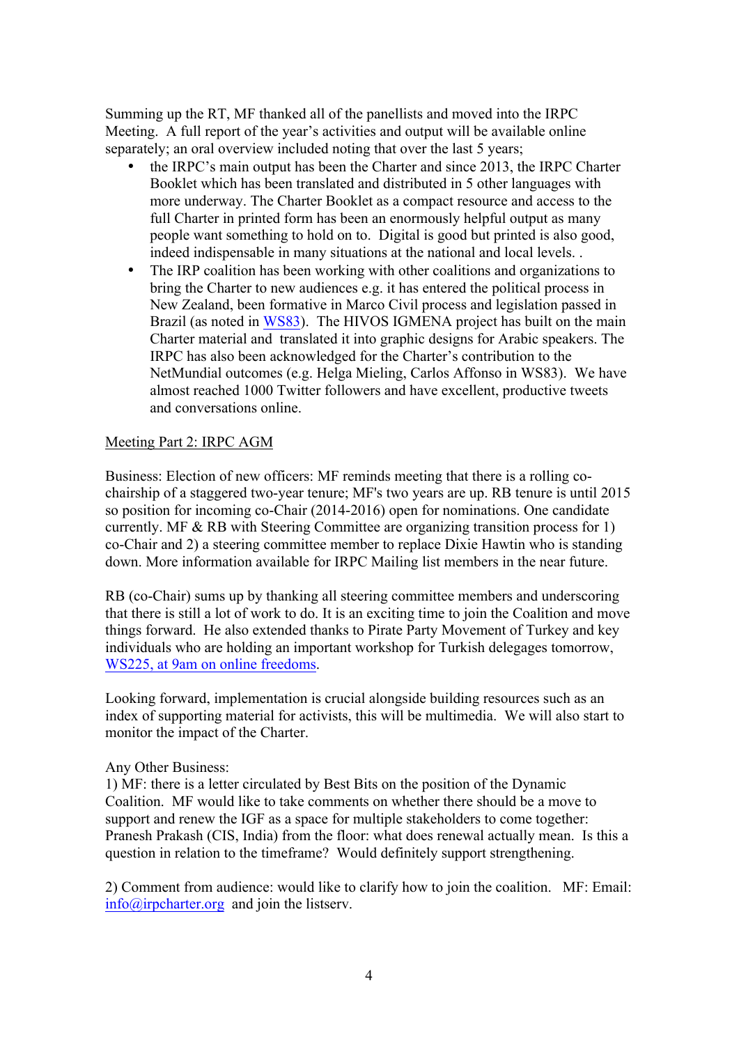Summing up the RT, MF thanked all of the panellists and moved into the IRPC Meeting. A full report of the year's activities and output will be available online separately; an oral overview included noting that over the last 5 years;

- the IRPC's main output has been the Charter and since 2013, the IRPC Charter Booklet which has been translated and distributed in 5 other languages with more underway. The Charter Booklet as a compact resource and access to the full Charter in printed form has been an enormously helpful output as many people want something to hold on to. Digital is good but printed is also good, indeed indispensable in many situations at the national and local levels. .
- The IRP coalition has been working with other coalitions and organizations to bring the Charter to new audiences e.g. it has entered the political process in New Zealand, been formative in Marco Civil process and legislation passed in Brazil (as noted in WS83). The HIVOS IGMENA project has built on the main Charter material and translated it into graphic designs for Arabic speakers. The IRPC has also been acknowledged for the Charter's contribution to the NetMundial outcomes (e.g. Helga Mieling, Carlos Affonso in WS83). We have almost reached 1000 Twitter followers and have excellent, productive tweets and conversations online.

Meeting Part 2: IRPC AGM

Business: Election of new officers: MF reminds meeting that there is a rolling co-chairship of a staggered two-year tenure; MF's two years are up. RB tenure is until 2015 so position for incoming co-Chair (2014-2016) open for nominations. One candidate currently. MF & RB with Steering Committee are organizing transition process for 1) co-Chair and 2) a steering committee member to replace Dixie Hawtin who is standing down. More information available for IRPC Mailing list members in the near future.

RB (co-Chair) sums up by thanking all steering committee members and underscoring that there is still a lot of work to do. It is an exciting time to join the Coalition and move things forward. He also extended thanks to Pirate Party Movement of Turkey and key individuals who are holding an important workshop for Turkish delegages tomorrow, WS225, at 9am on online freedoms.

Looking forward, implementation is crucial alongside building resources such as an index of supporting material for activists, this will be multimedia. We will also start to monitor the impact of the Charter.

Any Other Business:

1) MF: there is a letter circulated by Best Bits on the position of the Dynamic Coalition. MF would like to take comments on whether there should be a move to support and renew the IGF as a space for multiple stakeholders to come together: Pranesh Prakash (CIS, India) from the floor: what does renewal actually mean. Is this a question in relation to the timeframe? Would definitely support strengthening.

2) Comment from audience: would like to clarify how to join the coalition. MF: Email: info@irpcharter.org and join the listserv.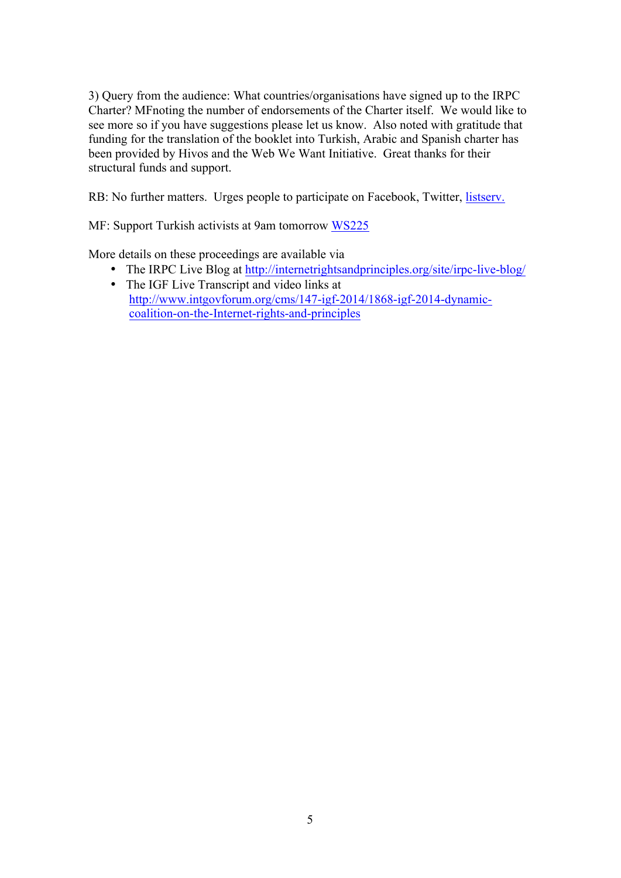3) Query from the audience: What countries/organisations have signed up to the IRPC Charter? MFnoting the number of endorsements of the Charter itself. We would like to see more so if you have suggestions please let us know. Also noted with gratitude that funding for the translation of the booklet into Turkish, Arabic and Spanish charter has been provided by Hivos and the Web We Want Initiative. Great thanks for their structural funds and support.

RB: No further matters. Urges people to participate on Facebook, Twitter, listserv.

MF: Support Turkish activists at 9am tomorrow WS225

More details on these proceedings are available via

- The IRPC Live Blog at http://internetrightsandprinciples.org/site/irpc-live-blog/
- The IGF Live Transcript and video links at http://www.intgovforum.org/cms/147-igf-2014/1868-igf-2014-dynamic-coalition-on-the-Internet-rights-and-principles